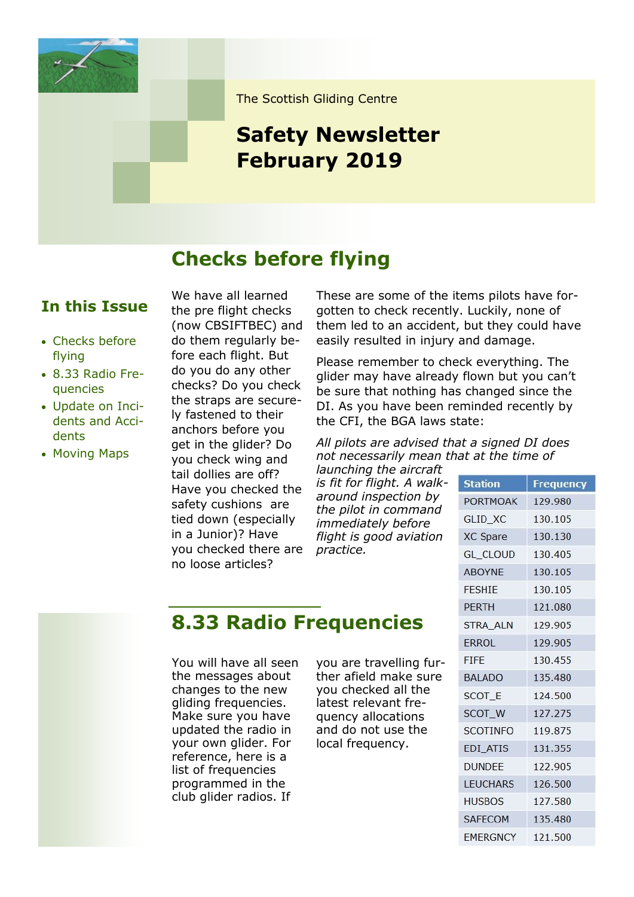The Scottish Gliding Centre

# Safety Newsletter February 2019

## In this Issue

- Checks before flying
- 8.33 Radio Frequencies
- Update on Incidents and Accidents
- Moving Maps

## Checks before flying

We have all learned the pre flight checks (now CBSIFTBEC) and do them regularly before each flight. But do you do any other checks? Do you check the straps are securely fastened to their anchors before you get in the glider? Do you check wing and tail dollies are off? Have you checked the safety cushions are tied down (especially in a Junior)? Have you checked there are no loose articles?

These are some of the items pilots have forgotten to check recently. Luckily, none of them led to an accident, but they could have easily resulted in injury and damage.

Please remember to check everything. The glider may have already flown but you can't be sure that nothing has changed since the DI. As you have been reminded recently by the CFI, the BGA laws state:

*All pilots are advised that a signed DI does not necessarily mean that at the time of launching the aircraft is fit for flight. A walk-around inspection by the pilot in command immediately before flight is good aviation practice.*

## 8.33 Radio Frequencies

You will have all seen the messages about changes to the new gliding frequencies. Make sure you have updated the radio in your own glider. For reference, here is a list of frequencies programmed in the club glider radios. If you are travelling further afield make sure you checked all the latest relevant frequency allocations and do not use the local frequency.

| Station | Frequency |
|---|---|
| PORTMOAK | 129.980 |
| GLID_XC | 130.105 |
| XC Spare | 130.130 |
| GL_CLOUD | 130.405 |
| ABOYNE | 130.105 |
| FESHIE | 130.105 |
| PERTH | 121.080 |
| STRA_ALN | 129.905 |
| ERROL | 129.905 |
| FIFE | 130.455 |
| BALADO | 135.480 |
| SCOT_E | 124.500 |
| SCOT_W | 127.275 |
| SCOTINFO | 119.875 |
| EDI_ATIS | 131.355 |
| DUNDEE | 122.905 |
| LEUCHARS | 126.500 |
| HUSBOS | 127.580 |
| SAFECOM | 135.480 |
| EMERGNCY | 121.500 |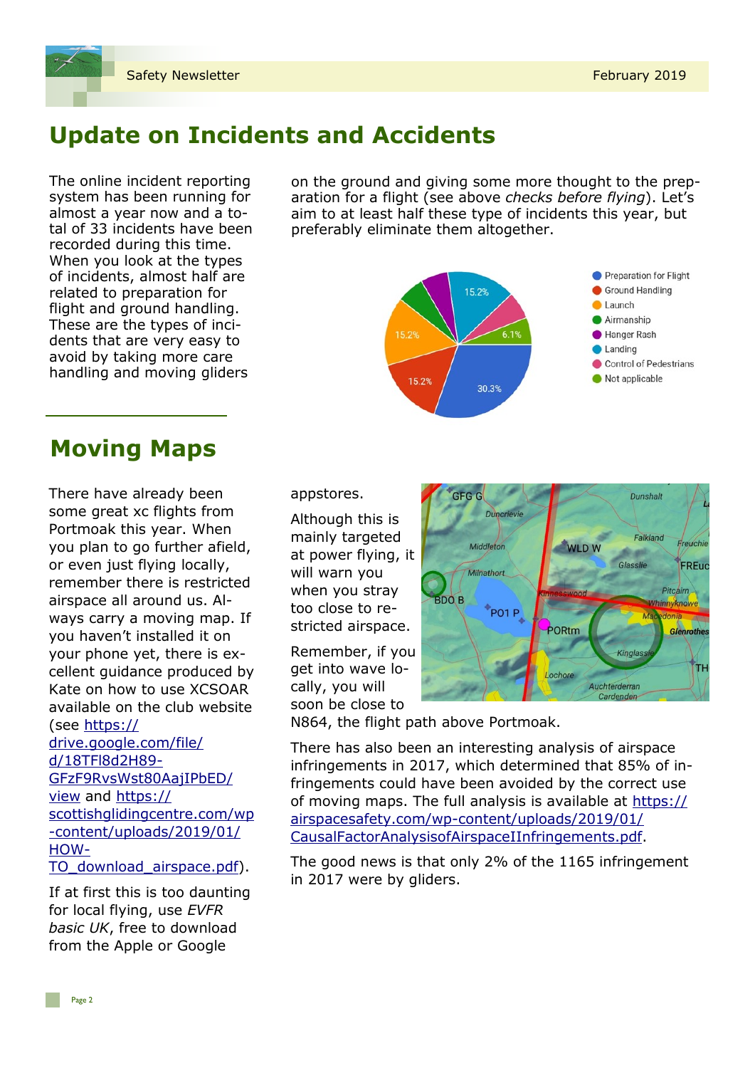# Update on Incidents and Accidents

The online incident reporting system has been running for almost a year now and a total of 33 incidents have been recorded during this time. When you look at the types of incidents, almost half are related to preparation for flight and ground handling. These are the types of incidents that are very easy to avoid by taking more care handling and moving gliders on the ground and giving some more thought to the preparation for a flight (see above *checks before flying*). Let's aim to at least half these type of incidents this year, but preferably eliminate them altogether.

15.2%
6.1%
15.2%
15.2%
30.3%

Preparation for Flight
Ground Handling
Launch
Airmanship
Hanger Rash
Landing
Control of Pedestrians
Not applicable

# Moving Maps

There have already been some great xc flights from Portmoak this year. When you plan to go further afield, or even just flying locally, remember there is restricted airspace all around us. Always carry a moving map. If you haven't installed it on your phone yet, there is excellent guidance produced by Kate on how to use XCSOAR available on the club website (see https://drive.google.com/file/d/18TFl8d2H89-GFzF9RvsWst80AajIPbED/view and https://scottishglidingcentre.com/wp-content/uploads/2019/01/HOW-TO_download_airspace.pdf).

If at first this is too daunting for local flying, use *EVFR basic UK*, free to download from the Apple or Google appstores.

Although this is mainly targeted at power flying, it will warn you when you stray too close to restricted airspace.

Remember, if you get into wave locally, you will soon be close to N864, the flight path above Portmoak.

There has also been an interesting analysis of airspace infringements in 2017, which determined that 85% of infringements could have been avoided by the correct use of moving maps. The full analysis is available at https://airspacesafety.com/wp-content/uploads/2019/01/CausalFactorAnalysisofAirspaceIInfringements.pdf.

The good news is that only 2% of the 1165 infringement in 2017 were by gliders.